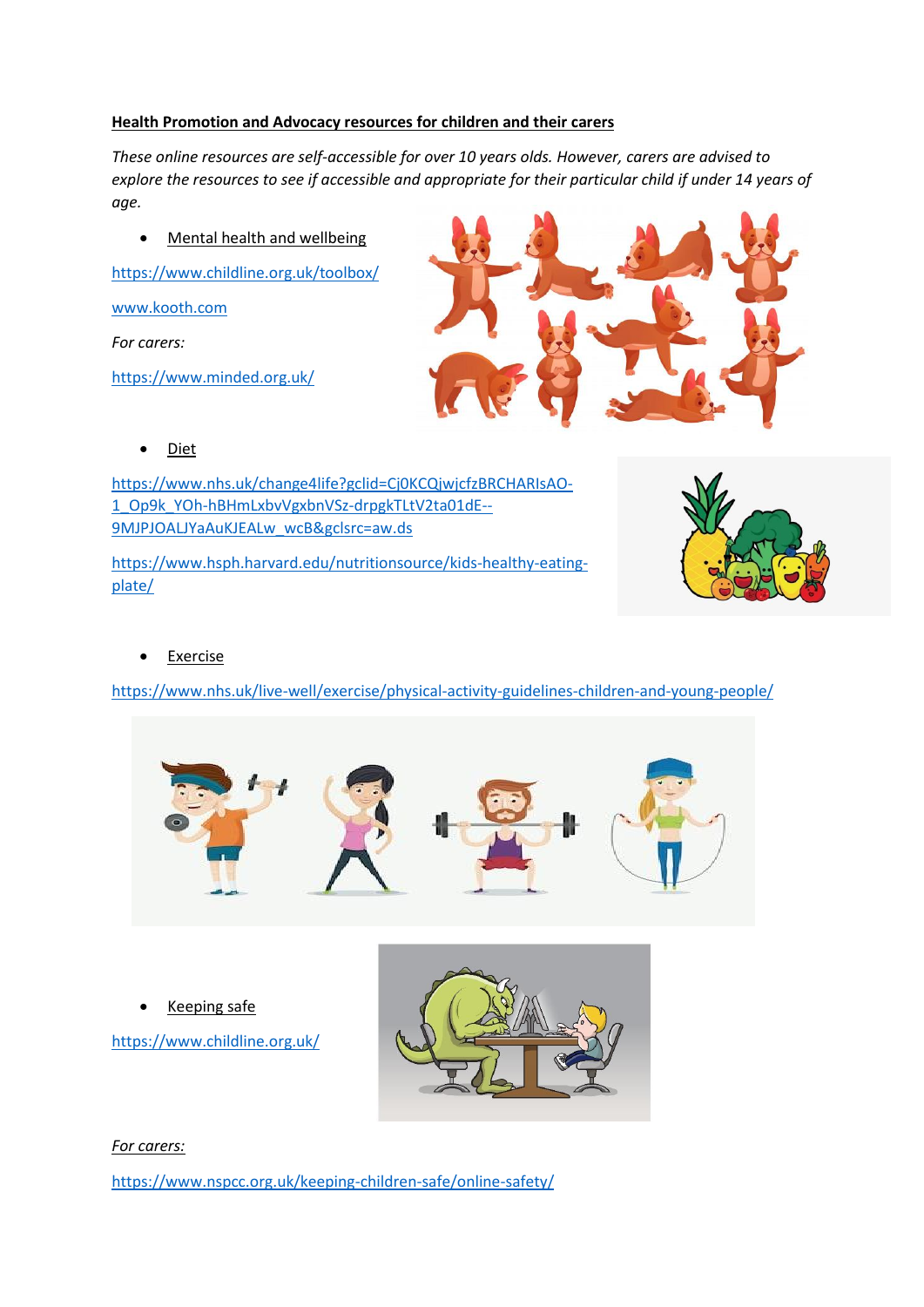**Health Promotion and Advocacy resources for children and their carers**

*These online resources are self-accessible for over 10 years olds. However, carers are advised to explore the resources to see if accessible and appropriate for their particular child if under 14 years of age.*

- Mental health and wellbeing

https://www.childline.org.uk/toolbox/

www.kooth.com

*For carers:*

https://www.minded.org.uk/

- Diet

https://www.nhs.uk/change4life?gclid=Cj0KCQjwjcfzBRCHARIsAO-1_Op9k_YOh-hBHmLxbvVgxbnVSz-drpgkTLtV2ta01dE--9MJPJOALJYaAuKJEALw_wcB&gclsrc=aw.ds

https://www.hsph.harvard.edu/nutritionsource/kids-healthy-eating-plate/

- Exercise

https://www.nhs.uk/live-well/exercise/physical-activity-guidelines-children-and-young-people/

- Keeping safe

https://www.childline.org.uk/

*For carers:*

https://www.nspcc.org.uk/keeping-children-safe/online-safety/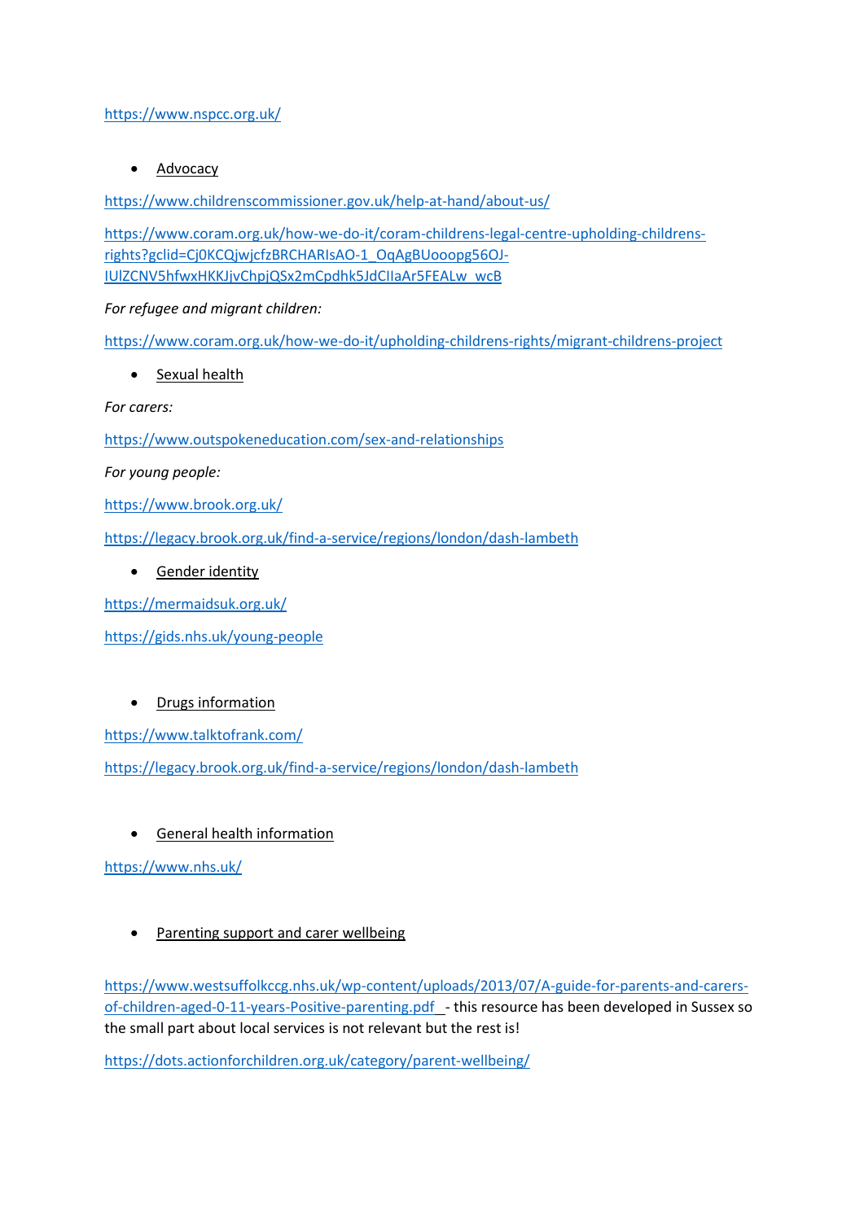https://www.nspcc.org.uk/

- Advocacy

https://www.childrenscommissioner.gov.uk/help-at-hand/about-us/

https://www.coram.org.uk/how-we-do-it/coram-childrens-legal-centre-upholding-childrens-rights?gclid=Cj0KCQjwjcfzBRCHARIsAO-1_OqAgBUooopg56OJ-IUlZCNV5hfwxHKKJjvChpjQSx2mCpdhk5JdCIlaAr5FEALw_wcB

*For refugee and migrant children:*

https://www.coram.org.uk/how-we-do-it/upholding-childrens-rights/migrant-childrens-project

- Sexual health

*For carers:*

https://www.outspokeneducation.com/sex-and-relationships

*For young people:*

https://www.brook.org.uk/

https://legacy.brook.org.uk/find-a-service/regions/london/dash-lambeth

- Gender identity

https://mermaidsuk.org.uk/

https://gids.nhs.uk/young-people

- Drugs information

https://www.talktofrank.com/

https://legacy.brook.org.uk/find-a-service/regions/london/dash-lambeth

- General health information

https://www.nhs.uk/

- Parenting support and carer wellbeing

https://www.westsuffolkccg.nhs.uk/wp-content/uploads/2013/07/A-guide-for-parents-and-carers-of-children-aged-0-11-years-Positive-parenting.pdf - this resource has been developed in Sussex so the small part about local services is not relevant but the rest is!

https://dots.actionforchildren.org.uk/category/parent-wellbeing/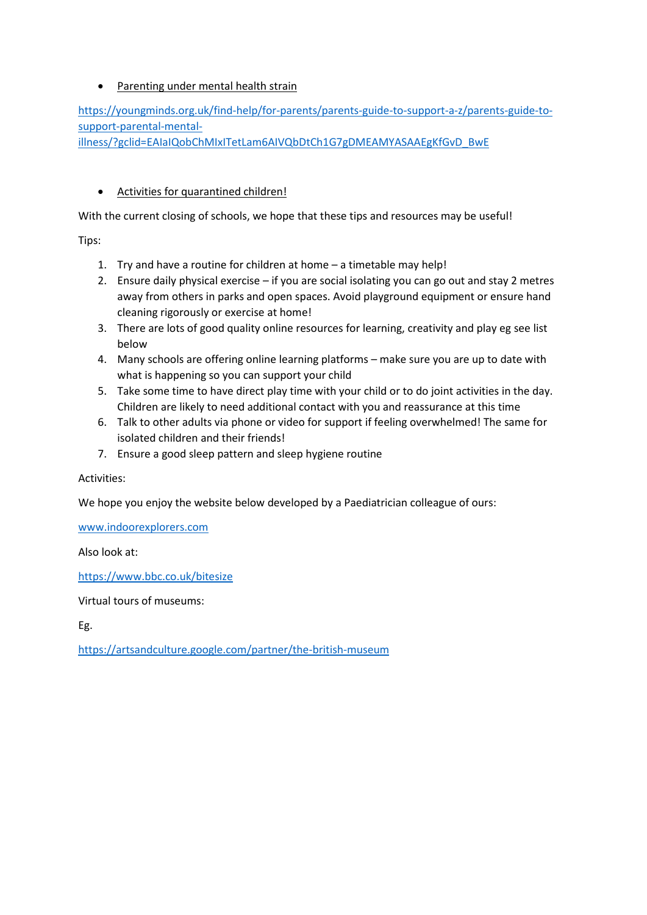- Parenting under mental health strain

https://youngminds.org.uk/find-help/for-parents/parents-guide-to-support-a-z/parents-guide-to-support-parental-mental-illness/?gclid=EAIaIQobChMIxITetLam6AIVQbDtCh1G7gDMEAMYASAAEgKfGvD_BwE

- Activities for quarantined children!

With the current closing of schools, we hope that these tips and resources may be useful!

Tips:

1. Try and have a routine for children at home – a timetable may help!
2. Ensure daily physical exercise – if you are social isolating you can go out and stay 2 metres away from others in parks and open spaces. Avoid playground equipment or ensure hand cleaning rigorously or exercise at home!
3. There are lots of good quality online resources for learning, creativity and play eg see list below
4. Many schools are offering online learning platforms – make sure you are up to date with what is happening so you can support your child
5. Take some time to have direct play time with your child or to do joint activities in the day. Children are likely to need additional contact with you and reassurance at this time
6. Talk to other adults via phone or video for support if feeling overwhelmed! The same for isolated children and their friends!
7. Ensure a good sleep pattern and sleep hygiene routine

Activities:

We hope you enjoy the website below developed by a Paediatrician colleague of ours:

www.indoorexplorers.com

Also look at:

https://www.bbc.co.uk/bitesize

Virtual tours of museums:

Eg.

https://artsandculture.google.com/partner/the-british-museum